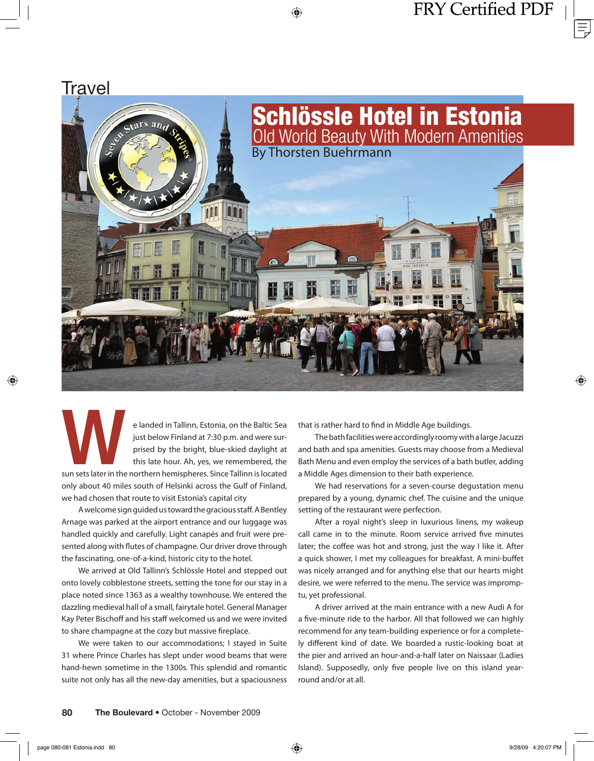Travel

# Schlössle Hotel in Estonia

## Old World Beauty With Modern Amenities

By Thorsten Buehrmann

We landed in Tallinn, Estonia, on the Baltic Sea just below Finland at 7:30 p.m. and were surprised by the bright, blue-skied daylight at this late hour. Ah, yes, we remembered, the sun sets later in the northern hemispheres. Since Tallinn is located only about 40 miles south of Helsinki across the Gulf of Finland, we had chosen that route to visit Estonia's capital city

A welcome sign guided us toward the gracious staff. A Bentley Arnage was parked at the airport entrance and our luggage was handled quickly and carefully. Light canapés and fruit were presented along with flutes of champagne. Our driver drove through the fascinating, one-of-a-kind, historic city to the hotel.

We arrived at Old Tallinn's Schlössle Hotel and stepped out onto lovely cobblestone streets, setting the tone for our stay in a place noted since 1363 as a wealthy townhouse. We entered the dazzling medieval hall of a small, fairytale hotel. General Manager Kay Peter Bischoff and his staff welcomed us and we were invited to share champagne at the cozy but massive fireplace.

We were taken to our accommodations; I stayed in Suite 31 where Prince Charles has slept under wood beams that were hand-hewn sometime in the 1300s. This splendid and romantic suite not only has all the new-day amenities, but a spaciousness that is rather hard to find in Middle Age buildings.

The bath facilities were accordingly roomy with a large Jacuzzi and bath and spa amenities. Guests may choose from a Medieval Bath Menu and even employ the services of a bath butler, adding a Middle Ages dimension to their bath experience.

We had reservations for a seven-course degustation menu prepared by a young, dynamic chef. The cuisine and the unique setting of the restaurant were perfection.

After a royal night's sleep in luxurious linens, my wakeup call came in to the minute. Room service arrived five minutes later; the coffee was hot and strong, just the way I like it. After a quick shower, I met my colleagues for breakfast. A mini-buffet was nicely arranged and for anything else that our hearts might desire, we were referred to the menu. The service was impromptu, yet professional.

A driver arrived at the main entrance with a new Audi A for a five-minute ride to the harbor. All that followed we can highly recommend for any team-building experience or for a completely different kind of date. We boarded a rustic-looking boat at the pier and arrived an hour-and-a-half later on Naissaar (Ladies Island). Supposedly, only five people live on this island year-round and/or at all.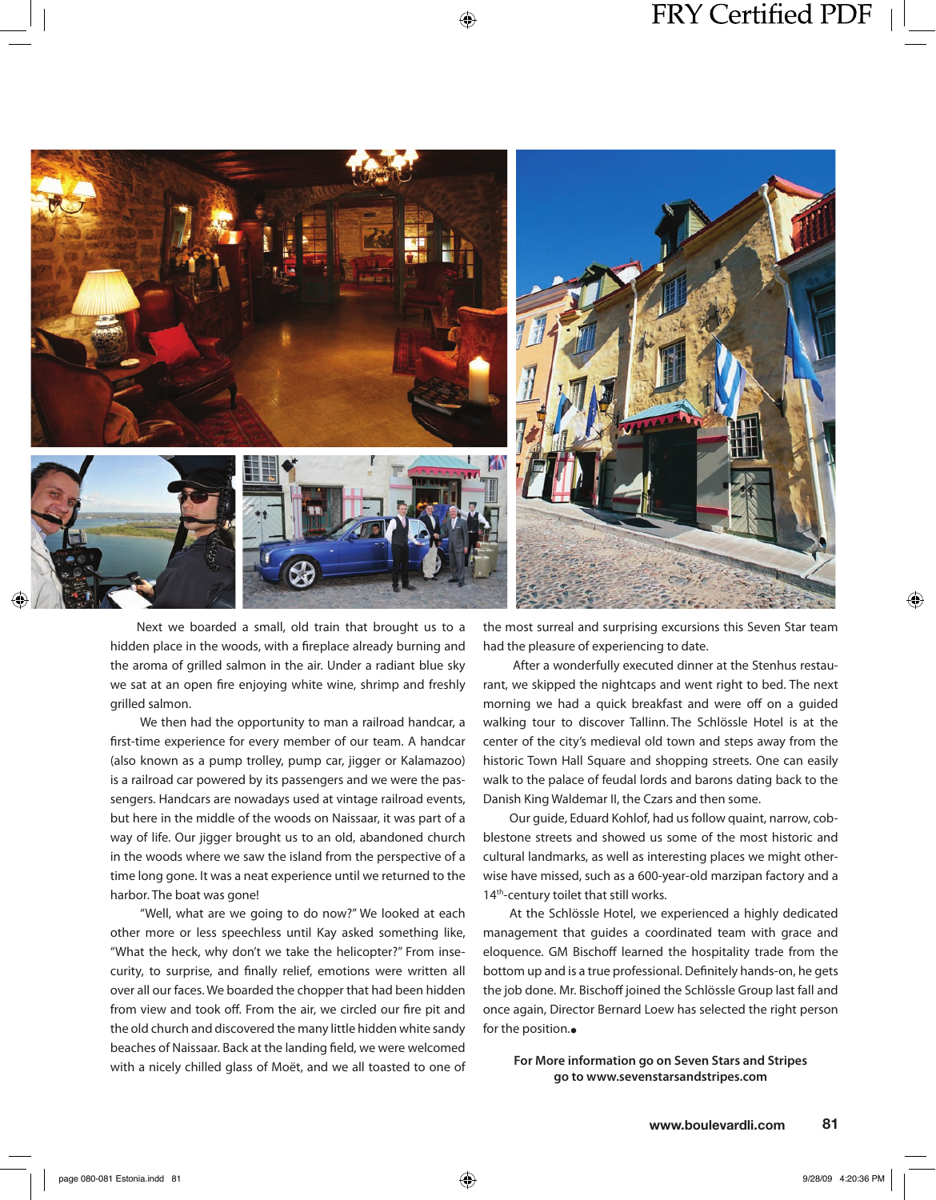Next we boarded a small, old train that brought us to a hidden place in the woods, with a fireplace already burning and the aroma of grilled salmon in the air. Under a radiant blue sky we sat at an open fire enjoying white wine, shrimp and freshly grilled salmon.

We then had the opportunity to man a railroad handcar, a first-time experience for every member of our team. A handcar (also known as a pump trolley, pump car, jigger or Kalamazoo) is a railroad car powered by its passengers and we were the passengers. Handcars are nowadays used at vintage railroad events, but here in the middle of the woods on Naissaar, it was part of a way of life. Our jigger brought us to an old, abandoned church in the woods where we saw the island from the perspective of a time long gone. It was a neat experience until we returned to the harbor. The boat was gone!

"Well, what are we going to do now?" We looked at each other more or less speechless until Kay asked something like, "What the heck, why don't we take the helicopter?" From insecurity, to surprise, and finally relief, emotions were written all over all our faces. We boarded the chopper that had been hidden from view and took off. From the air, we circled our fire pit and the old church and discovered the many little hidden white sandy beaches of Naissaar. Back at the landing field, we were welcomed with a nicely chilled glass of Moët, and we all toasted to one of the most surreal and surprising excursions this Seven Star team had the pleasure of experiencing to date.

After a wonderfully executed dinner at the Stenhus restaurant, we skipped the nightcaps and went right to bed. The next morning we had a quick breakfast and were off on a guided walking tour to discover Tallinn. The Schlössle Hotel is at the center of the city's medieval old town and steps away from the historic Town Hall Square and shopping streets. One can easily walk to the palace of feudal lords and barons dating back to the Danish King Waldemar II, the Czars and then some.

Our guide, Eduard Kohlof, had us follow quaint, narrow, cobblestone streets and showed us some of the most historic and cultural landmarks, as well as interesting places we might otherwise have missed, such as a 600-year-old marzipan factory and a 14th-century toilet that still works.

At the Schlössle Hotel, we experienced a highly dedicated management that guides a coordinated team with grace and eloquence. GM Bischoff learned the hospitality trade from the bottom up and is a true professional. Definitely hands-on, he gets the job done. Mr. Bischoff joined the Schlössle Group last fall and once again, Director Bernard Loew has selected the right person for the position.●

**For More information go on Seven Stars and Stripes go to www.sevenstarsandstripes.com**